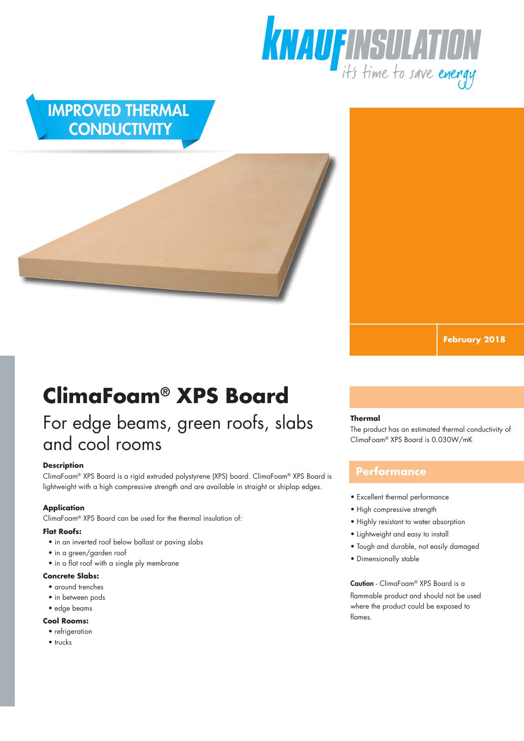KNAUF INSULATION

it's time to save energy

IMPROVED THERMAL CONDUCTIVITY

February 2018

# ClimaFoam® XPS Board

## For edge beams, green roofs, slabs and cool rooms

**Description**

ClimaFoam® XPS Board is a rigid extruded polystyrene (XPS) board. ClimaFoam® XPS Board is lightweight with a high compressive strength and are available in straight or shiplap edges.

**Application**

ClimaFoam® XPS Board can be used for the thermal insulation of:

**Flat Roofs:**

- in an inverted roof below ballast or paving slabs
- in a green/garden roof
- in a flat roof with a single ply membrane

**Concrete Slabs:**

- around trenches
- in between pods
- edge beams

**Cool Rooms:**

- refrigeration
- trucks

**Thermal**

The product has an estimated thermal conductivity of ClimaFoam® XPS Board is 0.030W/mK

## Performance

- Excellent thermal performance
- High compressive strength
- Highly resistant to water absorption
- Lightweight and easy to install
- Tough and durable, not easily damaged
- Dimensionally stable

**Caution** - ClimaFoam® XPS Board is a flammable product and should not be used where the product could be exposed to flames.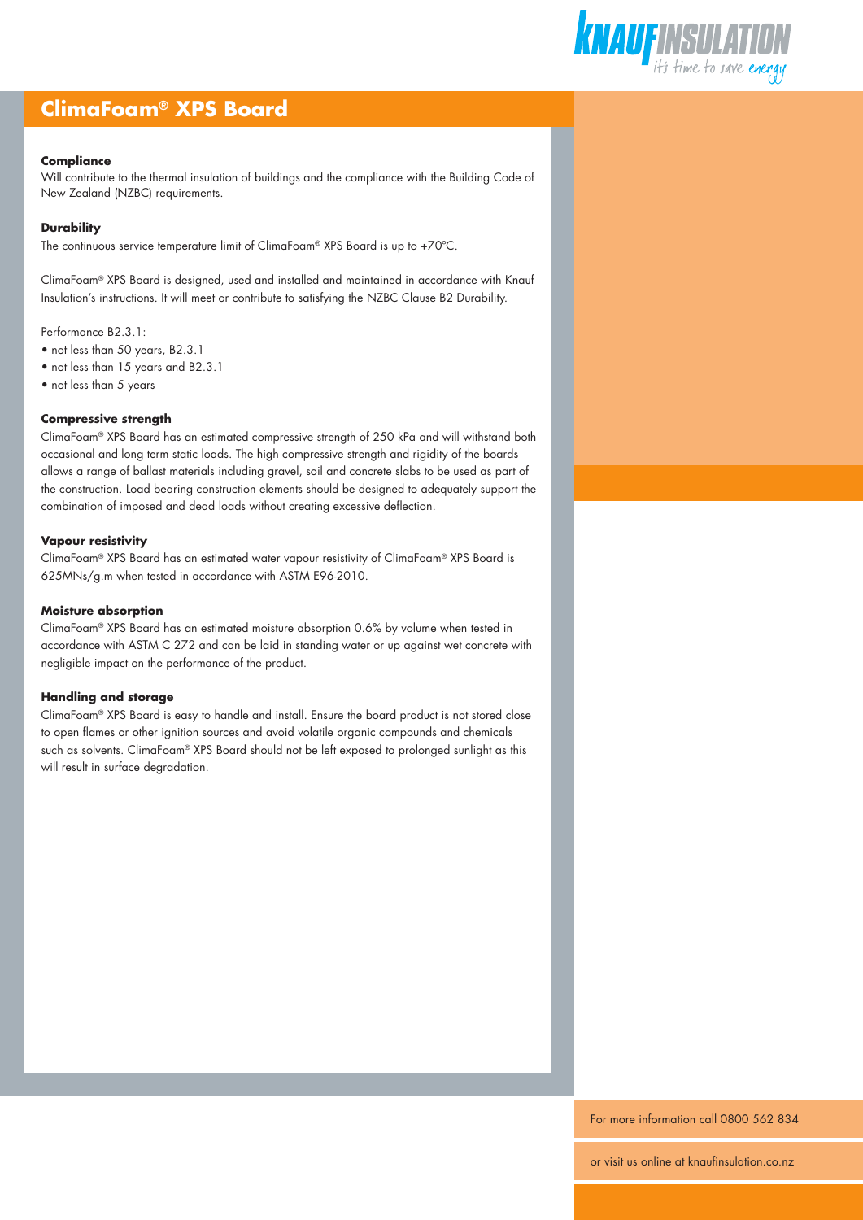# ClimaFoam® XPS Board

**Compliance**

Will contribute to the thermal insulation of buildings and the compliance with the Building Code of New Zealand (NZBC) requirements.

**Durability**

The continuous service temperature limit of ClimaFoam® XPS Board is up to +70°C.

ClimaFoam® XPS Board is designed, used and installed and maintained in accordance with Knauf Insulation's instructions. It will meet or contribute to satisfying the NZBC Clause B2 Durability.

Performance B2.3.1:

- not less than 50 years, B2.3.1
- not less than 15 years and B2.3.1
- not less than 5 years

**Compressive strength**

ClimaFoam® XPS Board has an estimated compressive strength of 250 kPa and will withstand both occasional and long term static loads. The high compressive strength and rigidity of the boards allows a range of ballast materials including gravel, soil and concrete slabs to be used as part of the construction. Load bearing construction elements should be designed to adequately support the combination of imposed and dead loads without creating excessive deflection.

**Vapour resistivity**

ClimaFoam® XPS Board has an estimated water vapour resistivity of ClimaFoam® XPS Board is 625MNs/g.m when tested in accordance with ASTM E96-2010.

**Moisture absorption**

ClimaFoam® XPS Board has an estimated moisture absorption 0.6% by volume when tested in accordance with ASTM C 272 and can be laid in standing water or up against wet concrete with negligible impact on the performance of the product.

**Handling and storage**

ClimaFoam® XPS Board is easy to handle and install. Ensure the board product is not stored close to open flames or other ignition sources and avoid volatile organic compounds and chemicals such as solvents. ClimaFoam® XPS Board should not be left exposed to prolonged sunlight as this will result in surface degradation.

For more information call 0800 562 834

or visit us online at knaufinsulation.co.nz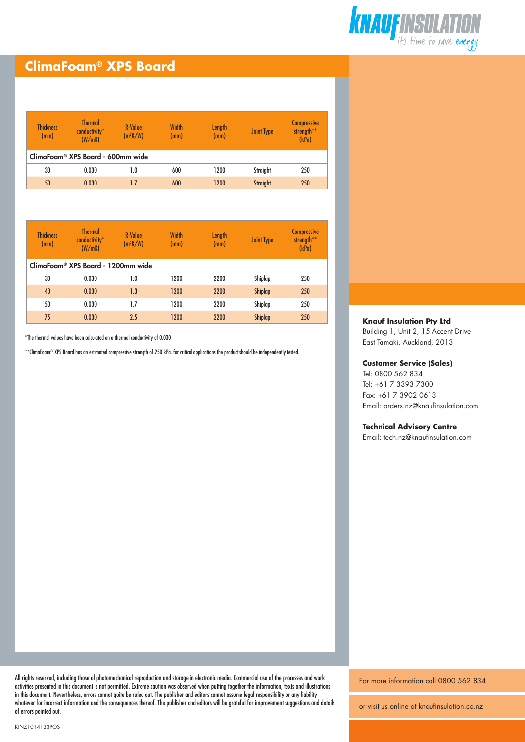# ClimaFoam® XPS Board

| Thickness (mm) | Thermal conductivity* (W/mK) | R-Value ($m^2K/W$) | Width (mm) | Length (mm) | Joint Type | Compressive strength** (kPa) |
|---|---|---|---|---|---|---|
| **ClimaFoam® XPS Board - 600mm wide** | | | | | | |
| 30 | 0.030 | 1.0 | 600 | 1200 | Straight | 250 |
| 50 | 0.030 | 1.7 | 600 | 1200 | Straight | 250 |

| Thickness (mm) | Thermal conductivity* (W/mK) | R-Value ($m^2K/W$) | Width (mm) | Length (mm) | Joint Type | Compressive strength** (kPa) |
|---|---|---|---|---|---|---|
| **ClimaFoam® XPS Board - 1200mm wide** | | | | | | |
| 30 | 0.030 | 1.0 | 1200 | 2200 | Shiplap | 250 |
| 40 | 0.030 | 1.3 | 1200 | 2200 | Shiplap | 250 |
| 50 | 0.030 | 1.7 | 1200 | 2200 | Shiplap | 250 |
| 75 | 0.030 | 2.5 | 1200 | 2200 | Shiplap | 250 |

*The thermal values have been calculated on a thermal conductivity of 0.030

**ClimaFoam® XPS Board has an estimated compressive strength of 250 kPa. for critical applications the product should be independently tested.

**Knauf Insulation Pty Ltd**
Building 1, Unit 2, 15 Accent Drive
East Tamaki, Auckland, 2013

**Customer Service (Sales)**
Tel: 0800 562 834
Tel: +61 7 3393 7300
Fax: +61 7 3902 0613
Email: orders.nz@knaufinsulation.com

**Technical Advisory Centre**
Email: tech.nz@knaufinsulation.com

All rights reserved, including those of photomechanical reproduction and storage in electronic media. Commercial use of the processes and work activities presented in this document is not permitted. Extreme caution was observed when putting together the information, texts and illustrations in this document. Nevertheless, errors cannot quite be ruled out. The publisher and editors cannot assume legal responsibility or any liability whatever for incorrect information and the consequences thereof. The publisher and editors will be grateful for improvement suggestions and details of errors pointed out.

For more information call 0800 562 834

or visit us online at knaufinsulation.co.nz

KINZ1014133POS